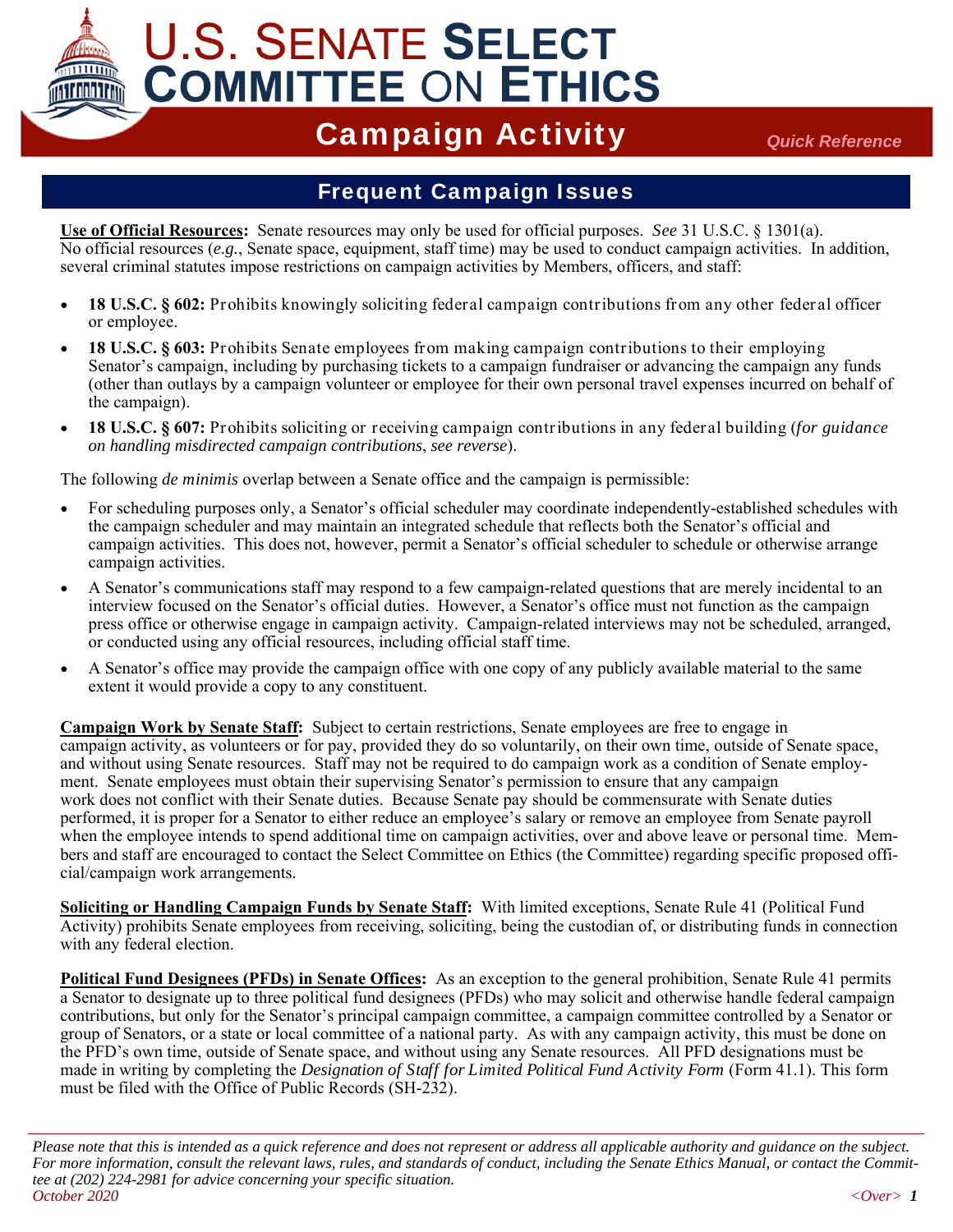# U.S. SENATE SELECT COMMITTEE ON ETHICS

## Campaign Activity

*Quick Reference*

## Frequent Campaign Issues

**Use of Official Resources:** Senate resources may only be used for official purposes. *See* 31 U.S.C. § 1301(a). No official resources (*e.g.*, Senate space, equipment, staff time) may be used to conduct campaign activities. In addition, several criminal statutes impose restrictions on campaign activities by Members, officers, and staff:

- **18 U.S.C. § 602:** Prohibits knowingly soliciting federal campaign contributions from any other federal officer or employee.
- **18 U.S.C. § 603:** Prohibits Senate employees from making campaign contributions to their employing Senator's campaign, including by purchasing tickets to a campaign fundraiser or advancing the campaign any funds (other than outlays by a campaign volunteer or employee for their own personal travel expenses incurred on behalf of the campaign).
- **18 U.S.C. § 607:** Prohibits soliciting or receiving campaign contributions in any federal building (*for guidance on handling misdirected campaign contributions*, *see reverse*).

The following *de minimis* overlap between a Senate office and the campaign is permissible:

- For scheduling purposes only, a Senator's official scheduler may coordinate independently-established schedules with the campaign scheduler and may maintain an integrated schedule that reflects both the Senator's official and campaign activities. This does not, however, permit a Senator's official scheduler to schedule or otherwise arrange campaign activities.
- A Senator's communications staff may respond to a few campaign-related questions that are merely incidental to an interview focused on the Senator's official duties. However, a Senator's office must not function as the campaign press office or otherwise engage in campaign activity. Campaign-related interviews may not be scheduled, arranged, or conducted using any official resources, including official staff time.
- A Senator's office may provide the campaign office with one copy of any publicly available material to the same extent it would provide a copy to any constituent.

**Campaign Work by Senate Staff:** Subject to certain restrictions, Senate employees are free to engage in campaign activity, as volunteers or for pay, provided they do so voluntarily, on their own time, outside of Senate space, and without using Senate resources. Staff may not be required to do campaign work as a condition of Senate employment. Senate employees must obtain their supervising Senator's permission to ensure that any campaign work does not conflict with their Senate duties. Because Senate pay should be commensurate with Senate duties performed, it is proper for a Senator to either reduce an employee's salary or remove an employee from Senate payroll when the employee intends to spend additional time on campaign activities, over and above leave or personal time. Members and staff are encouraged to contact the Select Committee on Ethics (the Committee) regarding specific proposed official/campaign work arrangements.

**Soliciting or Handling Campaign Funds by Senate Staff:** With limited exceptions, Senate Rule 41 (Political Fund Activity) prohibits Senate employees from receiving, soliciting, being the custodian of, or distributing funds in connection with any federal election.

**Political Fund Designees (PFDs) in Senate Offices:** As an exception to the general prohibition, Senate Rule 41 permits a Senator to designate up to three political fund designees (PFDs) who may solicit and otherwise handle federal campaign contributions, but only for the Senator's principal campaign committee, a campaign committee controlled by a Senator or group of Senators, or a state or local committee of a national party. As with any campaign activity, this must be done on the PFD's own time, outside of Senate space, and without using any Senate resources. All PFD designations must be made in writing by completing the *Designation of Staff for Limited Political Fund Activity Form* (Form 41.1). This form must be filed with the Office of Public Records (SH-232).

---

*Please note that this is intended as a quick reference and does not represent or address all applicable authority and guidance on the subject. For more information, consult the relevant laws, rules, and standards of conduct, including the Senate Ethics Manual, or contact the Committee at (202) 224-2981 for advice concerning your specific situation.*
*October 2020*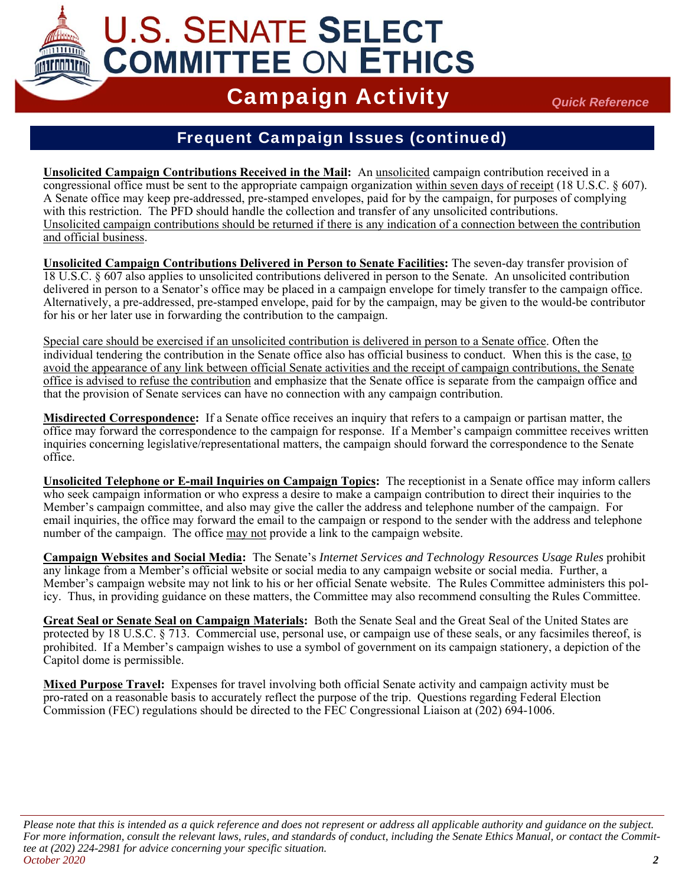# U.S. SENATE SELECT COMMITTEE ON ETHICS

## Campaign Activity

*Quick Reference*

## Frequent Campaign Issues (continued)

**Unsolicited Campaign Contributions Received in the Mail:** An unsolicited campaign contribution received in a congressional office must be sent to the appropriate campaign organization within seven days of receipt (18 U.S.C. § 607). A Senate office may keep pre-addressed, pre-stamped envelopes, paid for by the campaign, for purposes of complying with this restriction. The PFD should handle the collection and transfer of any unsolicited contributions. Unsolicited campaign contributions should be returned if there is any indication of a connection between the contribution and official business.

**Unsolicited Campaign Contributions Delivered in Person to Senate Facilities:** The seven-day transfer provision of 18 U.S.C. § 607 also applies to unsolicited contributions delivered in person to the Senate. An unsolicited contribution delivered in person to a Senator's office may be placed in a campaign envelope for timely transfer to the campaign office. Alternatively, a pre-addressed, pre-stamped envelope, paid for by the campaign, may be given to the would-be contributor for his or her later use in forwarding the contribution to the campaign.

Special care should be exercised if an unsolicited contribution is delivered in person to a Senate office. Often the individual tendering the contribution in the Senate office also has official business to conduct. When this is the case, to avoid the appearance of any link between official Senate activities and the receipt of campaign contributions, the Senate office is advised to refuse the contribution and emphasize that the Senate office is separate from the campaign office and that the provision of Senate services can have no connection with any campaign contribution.

**Misdirected Correspondence:** If a Senate office receives an inquiry that refers to a campaign or partisan matter, the office may forward the correspondence to the campaign for response. If a Member's campaign committee receives written inquiries concerning legislative/representational matters, the campaign should forward the correspondence to the Senate office.

**Unsolicited Telephone or E-mail Inquiries on Campaign Topics:** The receptionist in a Senate office may inform callers who seek campaign information or who express a desire to make a campaign contribution to direct their inquiries to the Member's campaign committee, and also may give the caller the address and telephone number of the campaign. For email inquiries, the office may forward the email to the campaign or respond to the sender with the address and telephone number of the campaign. The office may not provide a link to the campaign website.

**Campaign Websites and Social Media:** The Senate's *Internet Services and Technology Resources Usage Rules* prohibit any linkage from a Member's official website or social media to any campaign website or social media. Further, a Member's campaign website may not link to his or her official Senate website. The Rules Committee administers this policy. Thus, in providing guidance on these matters, the Committee may also recommend consulting the Rules Committee.

**Great Seal or Senate Seal on Campaign Materials:** Both the Senate Seal and the Great Seal of the United States are protected by 18 U.S.C. § 713. Commercial use, personal use, or campaign use of these seals, or any facsimiles thereof, is prohibited. If a Member's campaign wishes to use a symbol of government on its campaign stationery, a depiction of the Capitol dome is permissible.

**Mixed Purpose Travel:** Expenses for travel involving both official Senate activity and campaign activity must be pro-rated on a reasonable basis to accurately reflect the purpose of the trip. Questions regarding Federal Election Commission (FEC) regulations should be directed to the FEC Congressional Liaison at (202) 694-1006.

*Please note that this is intended as a quick reference and does not represent or address all applicable authority and guidance on the subject. For more information, consult the relevant laws, rules, and standards of conduct, including the Senate Ethics Manual, or contact the Committee at (202) 224-2981 for advice concerning your specific situation.*

*October 2020*